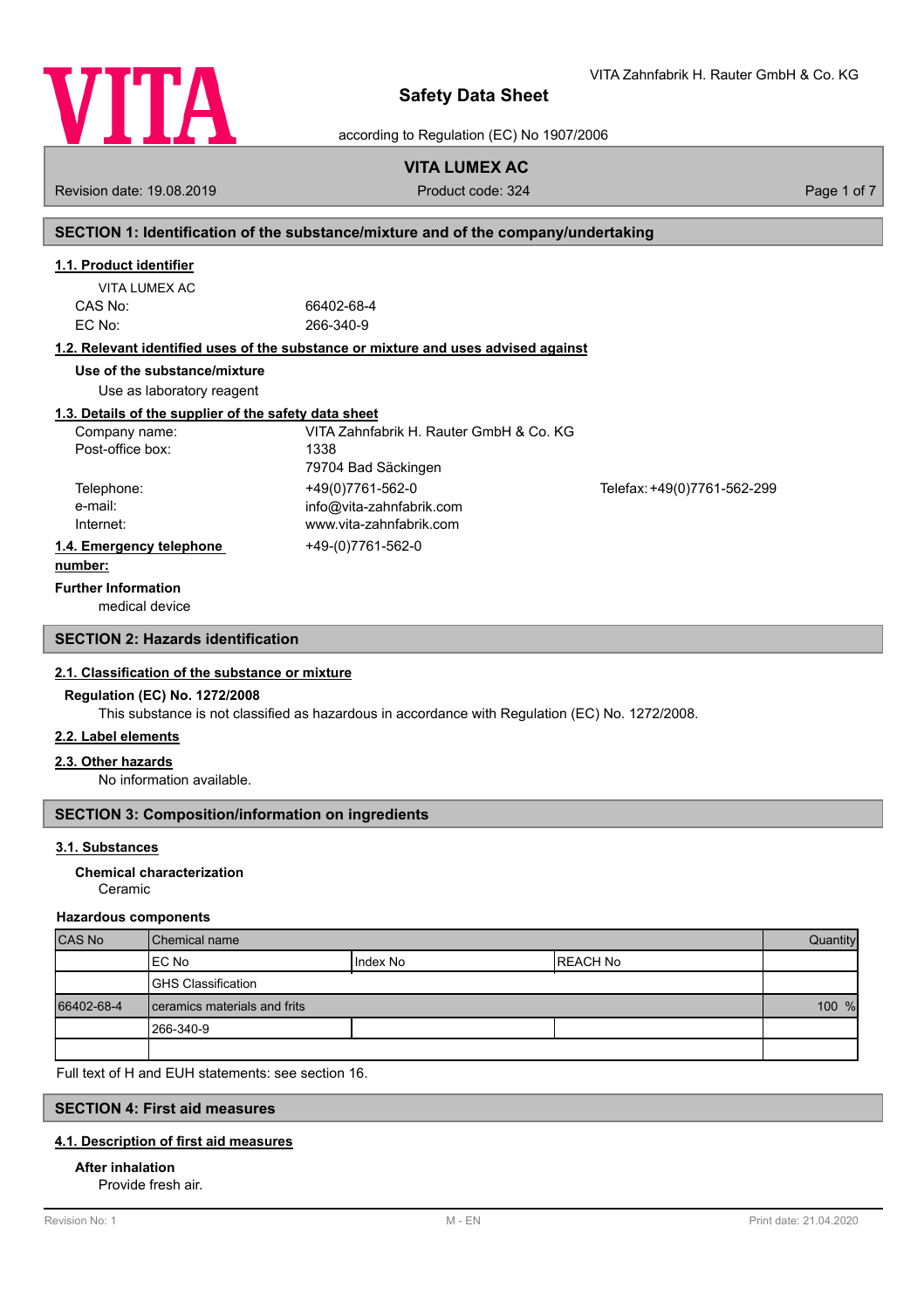# Safety Data Sheet

according to Regulation (EC) No 1907/2006

VITA Zahnfabrik H. Rauter GmbH & Co. KG

**VITA LUMEX AC**

Revision date: 19.08.2019 | Product code: 324

## SECTION 1: Identification of the substance/mixture and of the company/undertaking

### 1.1. Product identifier

VITA LUMEX AC

CAS No: 66402-68-4

EC No: 266-340-9

### 1.2. Relevant identified uses of the substance or mixture and uses advised against

**Use of the substance/mixture**

Use as laboratory reagent

### 1.3. Details of the supplier of the safety data sheet

Company name: VITA Zahnfabrik H. Rauter GmbH & Co. KG

Post-office box: 1338
79704 Bad Säckingen

Telephone: +49(0)7761-562-0 Telefax: +49(0)7761-562-299

e-mail: info@vita-zahnfabrik.com

Internet: www.vita-zahnfabrik.com

### 1.4. Emergency telephone number:

+49-(0)7761-562-0

**Further Information**

medical device

## SECTION 2: Hazards identification

### 2.1. Classification of the substance or mixture

**Regulation (EC) No. 1272/2008**

This substance is not classified as hazardous in accordance with Regulation (EC) No. 1272/2008.

### 2.2. Label elements

### 2.3. Other hazards

No information available.

## SECTION 3: Composition/information on ingredients

### 3.1. Substances

**Chemical characterization**

Ceramic

**Hazardous components**

| CAS No | Chemical name | | | Quantity |
|---|---|---|---|---|
| | EC No | Index No | REACH No | |
| | GHS Classification | | | |
| 66402-68-4 | ceramics materials and frits | | | 100 % |
| | 266-340-9 | | | |
| | | | | |

Full text of H and EUH statements: see section 16.

## SECTION 4: First aid measures

### 4.1. Description of first aid measures

**After inhalation**

Provide fresh air.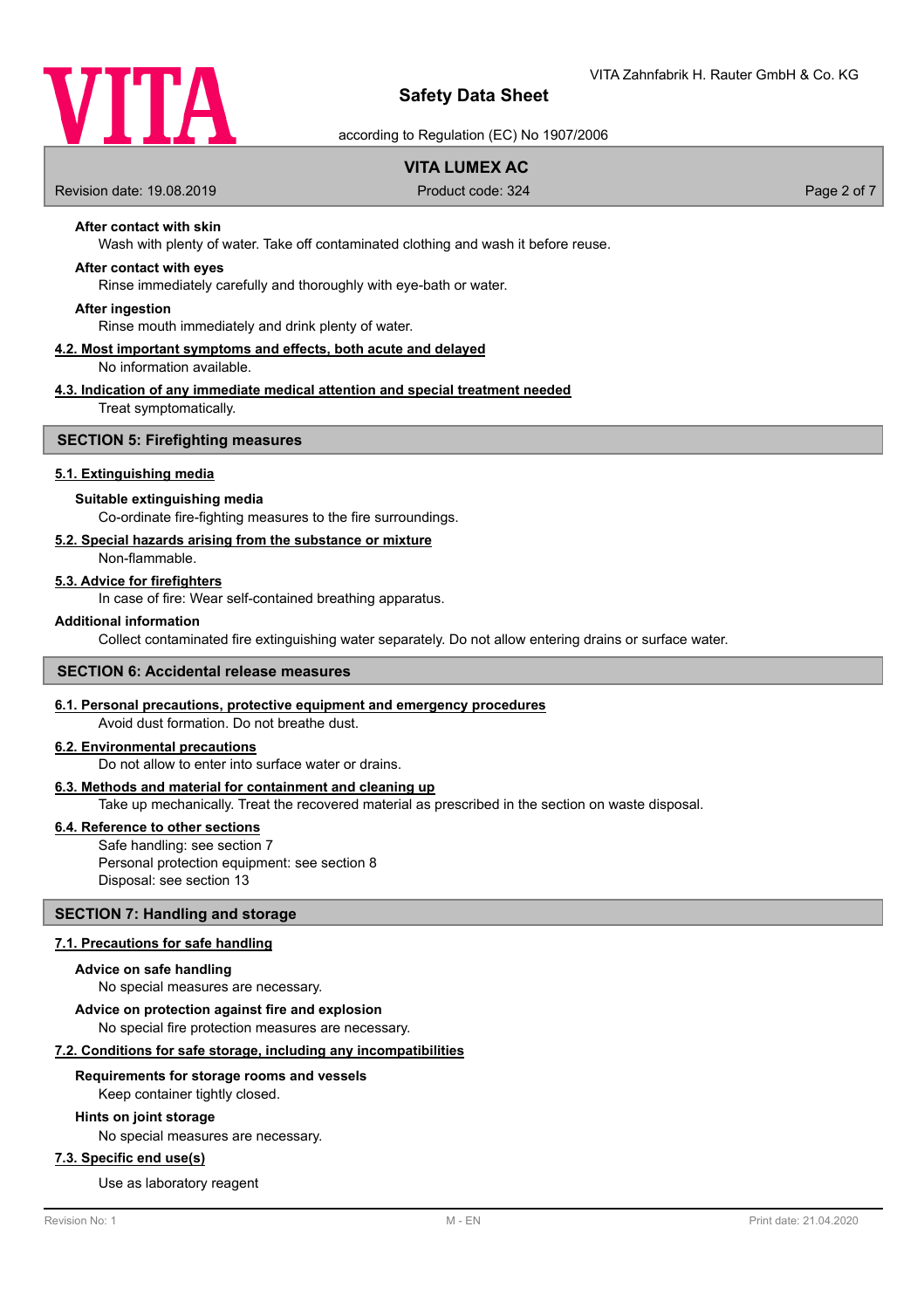**After contact with skin**

Wash with plenty of water. Take off contaminated clothing and wash it before reuse.

**After contact with eyes**

Rinse immediately carefully and thoroughly with eye-bath or water.

**After ingestion**

Rinse mouth immediately and drink plenty of water.

### 4.2. Most important symptoms and effects, both acute and delayed

No information available.

### 4.3. Indication of any immediate medical attention and special treatment needed

Treat symptomatically.

## SECTION 5: Firefighting measures

### 5.1. Extinguishing media

**Suitable extinguishing media**

Co-ordinate fire-fighting measures to the fire surroundings.

### 5.2. Special hazards arising from the substance or mixture

Non-flammable.

### 5.3. Advice for firefighters

In case of fire: Wear self-contained breathing apparatus.

**Additional information**

Collect contaminated fire extinguishing water separately. Do not allow entering drains or surface water.

## SECTION 6: Accidental release measures

### 6.1. Personal precautions, protective equipment and emergency procedures

Avoid dust formation. Do not breathe dust.

### 6.2. Environmental precautions

Do not allow to enter into surface water or drains.

### 6.3. Methods and material for containment and cleaning up

Take up mechanically. Treat the recovered material as prescribed in the section on waste disposal.

### 6.4. Reference to other sections

Safe handling: see section 7
Personal protection equipment: see section 8
Disposal: see section 13

## SECTION 7: Handling and storage

### 7.1. Precautions for safe handling

**Advice on safe handling**

No special measures are necessary.

**Advice on protection against fire and explosion**

No special fire protection measures are necessary.

### 7.2. Conditions for safe storage, including any incompatibilities

**Requirements for storage rooms and vessels**

Keep container tightly closed.

**Hints on joint storage**

No special measures are necessary.

### 7.3. Specific end use(s)

Use as laboratory reagent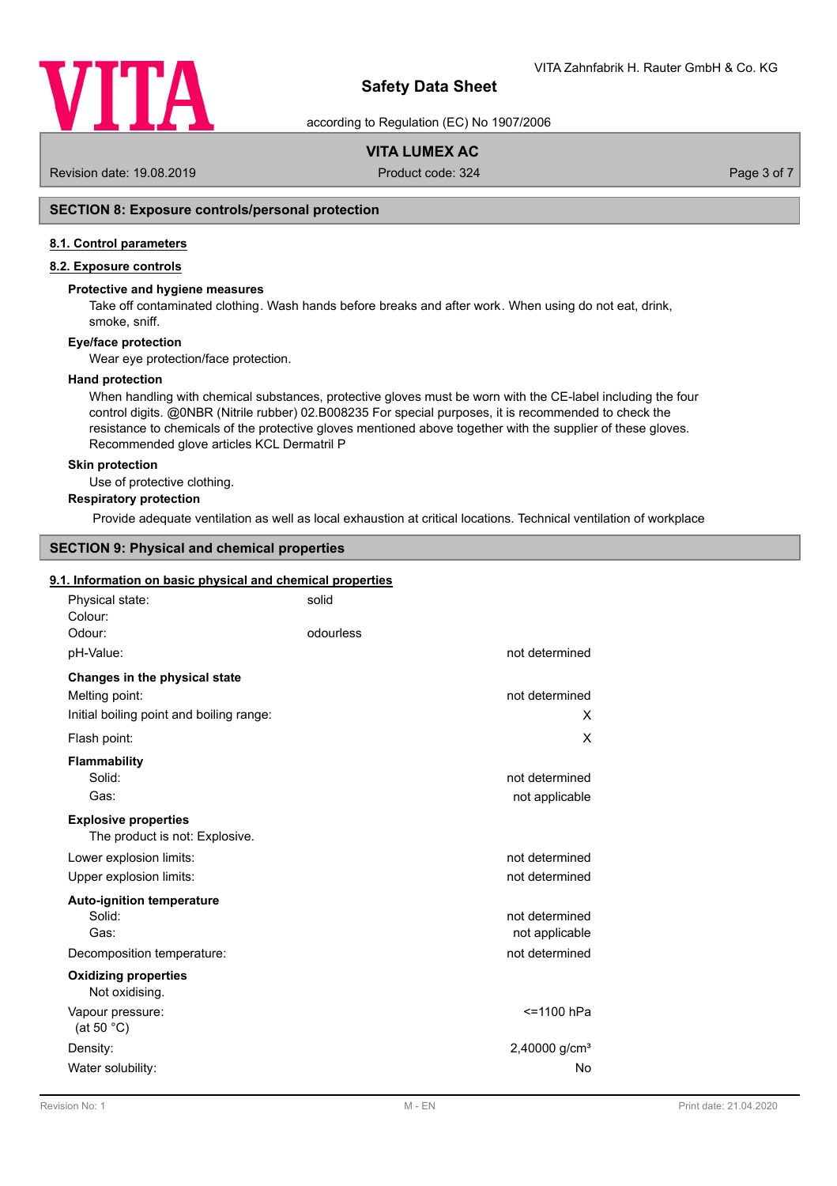## SECTION 8: Exposure controls/personal protection

### 8.1. Control parameters

### 8.2. Exposure controls

**Protective and hygiene measures**

Take off contaminated clothing. Wash hands before breaks and after work. When using do not eat, drink, smoke, sniff.

**Eye/face protection**

Wear eye protection/face protection.

**Hand protection**

When handling with chemical substances, protective gloves must be worn with the CE-label including the four control digits. @0NBR (Nitrile rubber) 02.B008235 For special purposes, it is recommended to check the resistance to chemicals of the protective gloves mentioned above together with the supplier of these gloves. Recommended glove articles KCL Dermatril P

**Skin protection**

Use of protective clothing.

**Respiratory protection**

Provide adequate ventilation as well as local exhaustion at critical locations. Technical ventilation of workplace

## SECTION 9: Physical and chemical properties

### 9.1. Information on basic physical and chemical properties

| | | |
|---|---|---|
| Physical state: | solid | |
| Colour: | | |
| Odour: | odourless | |
| pH-Value: | | not determined |
| **Changes in the physical state** | | |
| Melting point: | | not determined |
| Initial boiling point and boiling range: | | X |
| Flash point: | | X |
| **Flammability** | | |
| Solid: | | not determined |
| Gas: | | not applicable |
| **Explosive properties** | | |
| The product is not: Explosive. | | |
| Lower explosion limits: | | not determined |
| Upper explosion limits: | | not determined |
| **Auto-ignition temperature** | | |
| Solid: | | not determined |
| Gas: | | not applicable |
| Decomposition temperature: | | not determined |
| **Oxidizing properties** | | |
| Not oxidising. | | |
| Vapour pressure: (at 50 °C) | | <=1100 hPa |
| Density: | | 2,40000 g/cm³ |
| Water solubility: | | No |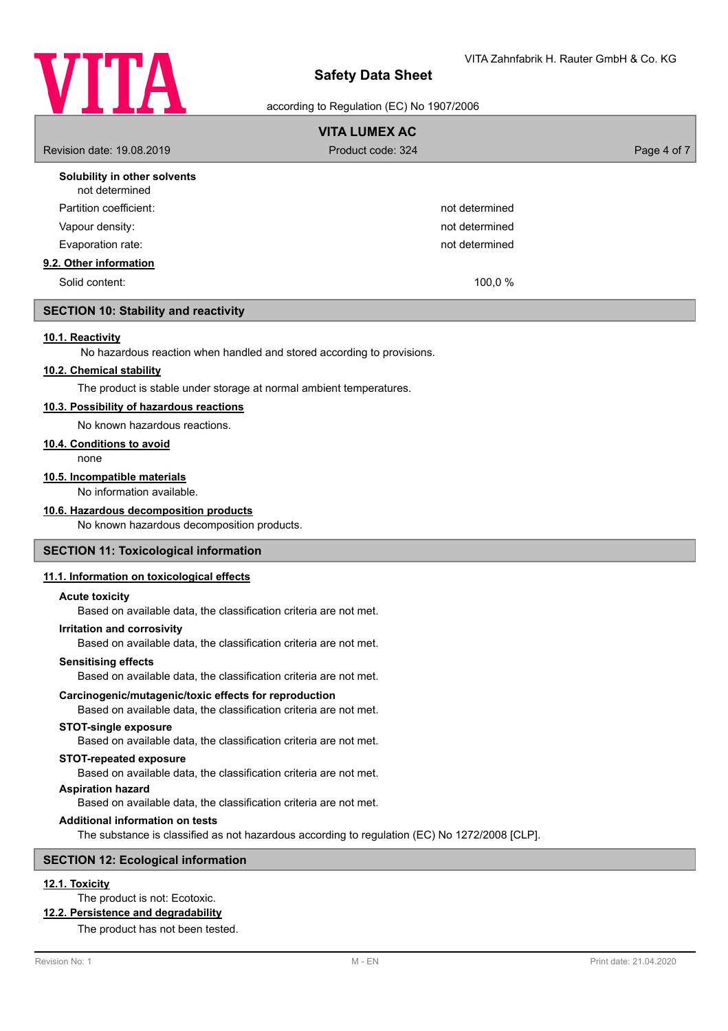**Solubility in other solvents**

not determined

| | |
|---|---|
| Partition coefficient: | not determined |
| Vapour density: | not determined |
| Evaporation rate: | not determined |

**9.2. Other information**

| | |
|---|---|
| Solid content: | 100,0 % |

## SECTION 10: Stability and reactivity

**10.1. Reactivity**

No hazardous reaction when handled and stored according to provisions.

**10.2. Chemical stability**

The product is stable under storage at normal ambient temperatures.

**10.3. Possibility of hazardous reactions**

No known hazardous reactions.

**10.4. Conditions to avoid**

none

**10.5. Incompatible materials**

No information available.

**10.6. Hazardous decomposition products**

No known hazardous decomposition products.

## SECTION 11: Toxicological information

**11.1. Information on toxicological effects**

**Acute toxicity**

Based on available data, the classification criteria are not met.

**Irritation and corrosivity**

Based on available data, the classification criteria are not met.

**Sensitising effects**

Based on available data, the classification criteria are not met.

**Carcinogenic/mutagenic/toxic effects for reproduction**

Based on available data, the classification criteria are not met.

**STOT-single exposure**

Based on available data, the classification criteria are not met.

**STOT-repeated exposure**

Based on available data, the classification criteria are not met.

**Aspiration hazard**

Based on available data, the classification criteria are not met.

**Additional information on tests**

The substance is classified as not hazardous according to regulation (EC) No 1272/2008 [CLP].

## SECTION 12: Ecological information

**12.1. Toxicity**

The product is not: Ecotoxic.

**12.2. Persistence and degradability**

The product has not been tested.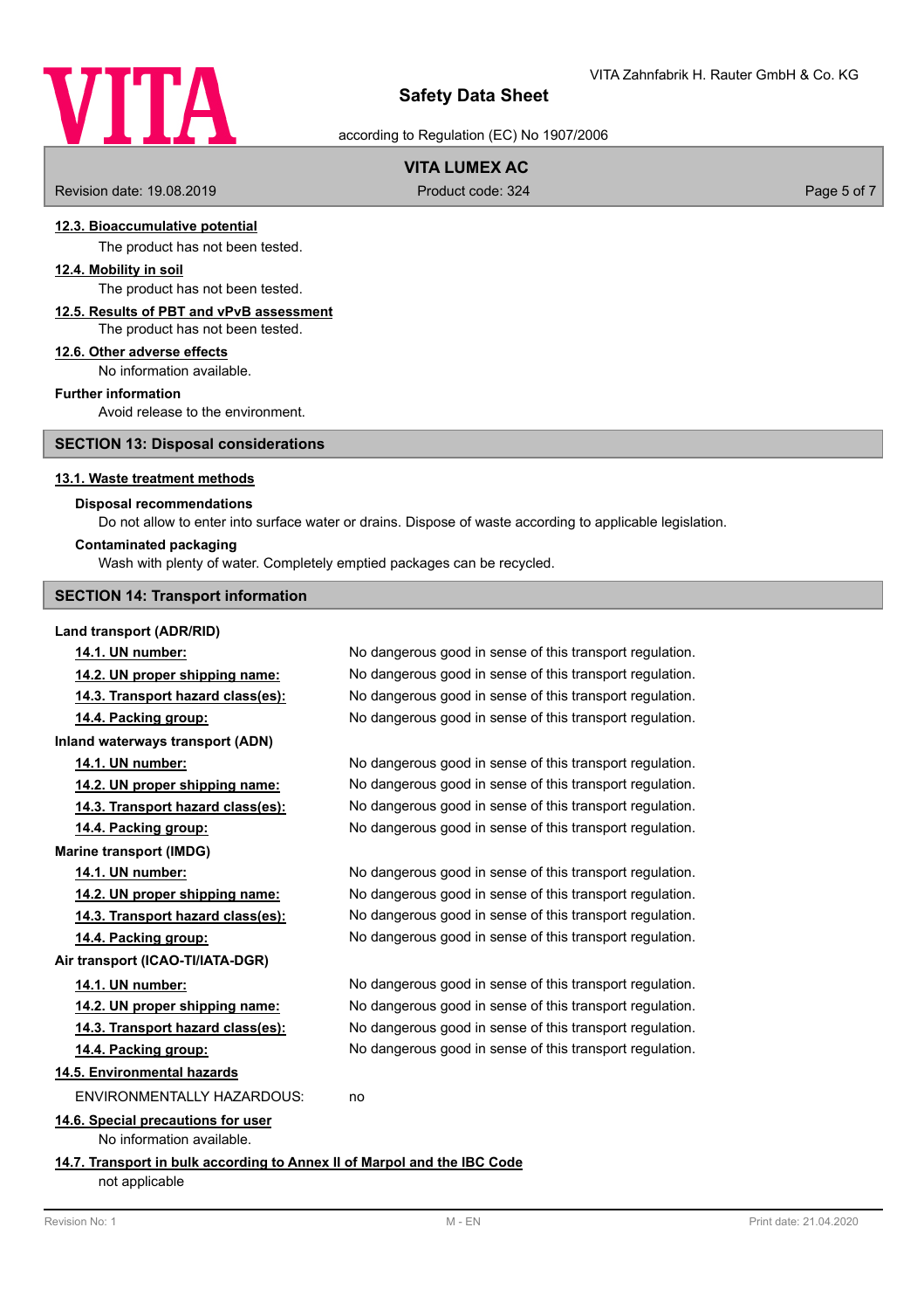#### 12.3. Bioaccumulative potential

The product has not been tested.

#### 12.4. Mobility in soil

The product has not been tested.

#### 12.5. Results of PBT and vPvB assessment

The product has not been tested.

#### 12.6. Other adverse effects

No information available.

**Further information**

Avoid release to the environment.

## SECTION 13: Disposal considerations

#### 13.1. Waste treatment methods

**Disposal recommendations**

Do not allow to enter into surface water or drains. Dispose of waste according to applicable legislation.

**Contaminated packaging**

Wash with plenty of water. Completely emptied packages can be recycled.

## SECTION 14: Transport information

**Land transport (ADR/RID)**

| | |
|---|---|
| **14.1. UN number:** | No dangerous good in sense of this transport regulation. |
| **14.2. UN proper shipping name:** | No dangerous good in sense of this transport regulation. |
| **14.3. Transport hazard class(es):** | No dangerous good in sense of this transport regulation. |
| **14.4. Packing group:** | No dangerous good in sense of this transport regulation. |

**Inland waterways transport (ADN)**

| | |
|---|---|
| **14.1. UN number:** | No dangerous good in sense of this transport regulation. |
| **14.2. UN proper shipping name:** | No dangerous good in sense of this transport regulation. |
| **14.3. Transport hazard class(es):** | No dangerous good in sense of this transport regulation. |
| **14.4. Packing group:** | No dangerous good in sense of this transport regulation. |

**Marine transport (IMDG)**

| | |
|---|---|
| **14.1. UN number:** | No dangerous good in sense of this transport regulation. |
| **14.2. UN proper shipping name:** | No dangerous good in sense of this transport regulation. |
| **14.3. Transport hazard class(es):** | No dangerous good in sense of this transport regulation. |
| **14.4. Packing group:** | No dangerous good in sense of this transport regulation. |

**Air transport (ICAO-TI/IATA-DGR)**

| | |
|---|---|
| **14.1. UN number:** | No dangerous good in sense of this transport regulation. |
| **14.2. UN proper shipping name:** | No dangerous good in sense of this transport regulation. |
| **14.3. Transport hazard class(es):** | No dangerous good in sense of this transport regulation. |
| **14.4. Packing group:** | No dangerous good in sense of this transport regulation. |

#### 14.5. Environmental hazards

ENVIRONMENTALLY HAZARDOUS: no

#### 14.6. Special precautions for user

No information available.

#### 14.7. Transport in bulk according to Annex II of Marpol and the IBC Code

not applicable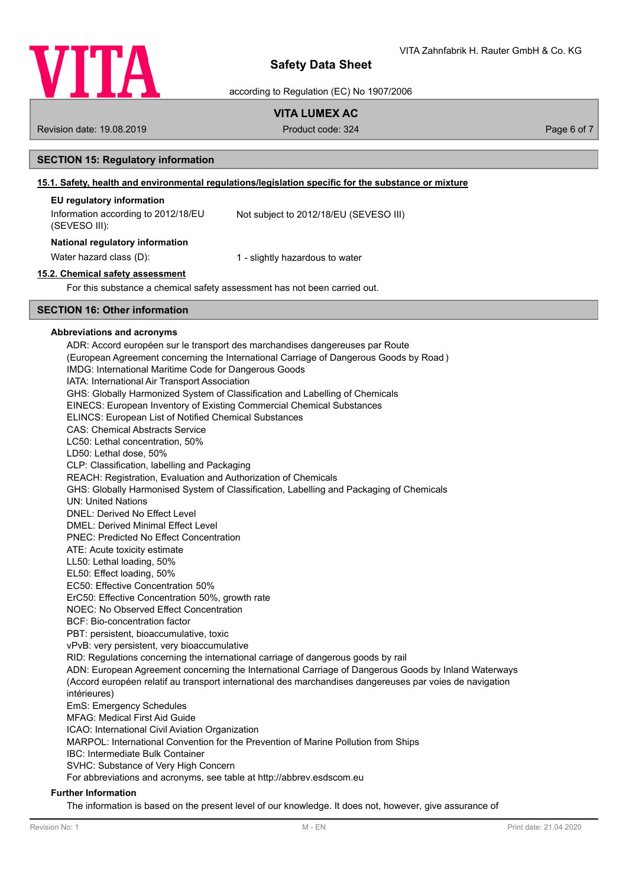## SECTION 15: Regulatory information

### 15.1. Safety, health and environmental regulations/legislation specific for the substance or mixture

**EU regulatory information**

| | |
|---|---|
| Information according to 2012/18/EU (SEVESO III): | Not subject to 2012/18/EU (SEVESO III) |

**National regulatory information**

| | |
|---|---|
| Water hazard class (D): | 1 - slightly hazardous to water |

### 15.2. Chemical safety assessment

For this substance a chemical safety assessment has not been carried out.

## SECTION 16: Other information

**Abbreviations and acronyms**

ADR: Accord européen sur le transport des marchandises dangereuses par Route
(European Agreement concerning the International Carriage of Dangerous Goods by Road )
IMDG: International Maritime Code for Dangerous Goods
IATA: International Air Transport Association
GHS: Globally Harmonized System of Classification and Labelling of Chemicals
EINECS: European Inventory of Existing Commercial Chemical Substances
ELINCS: European List of Notified Chemical Substances
CAS: Chemical Abstracts Service
LC50: Lethal concentration, 50%
LD50: Lethal dose, 50%
CLP: Classification, labelling and Packaging
REACH: Registration, Evaluation and Authorization of Chemicals
GHS: Globally Harmonised System of Classification, Labelling and Packaging of Chemicals
UN: United Nations
DNEL: Derived No Effect Level
DMEL: Derived Minimal Effect Level
PNEC: Predicted No Effect Concentration
ATE: Acute toxicity estimate
LL50: Lethal loading, 50%
EL50: Effect loading, 50%
EC50: Effective Concentration 50%
ErC50: Effective Concentration 50%, growth rate
NOEC: No Observed Effect Concentration
BCF: Bio-concentration factor
PBT: persistent, bioaccumulative, toxic
vPvB: very persistent, very bioaccumulative
RID: Regulations concerning the international carriage of dangerous goods by rail
ADN: European Agreement concerning the International Carriage of Dangerous Goods by Inland Waterways
(Accord européen relatif au transport international des marchandises dangereuses par voies de navigation intérieures)
EmS: Emergency Schedules
MFAG: Medical First Aid Guide
ICAO: International Civil Aviation Organization
MARPOL: International Convention for the Prevention of Marine Pollution from Ships
IBC: Intermediate Bulk Container
SVHC: Substance of Very High Concern
For abbreviations and acronyms, see table at http://abbrev.esdscom.eu

**Further Information**

The information is based on the present level of our knowledge. It does not, however, give assurance of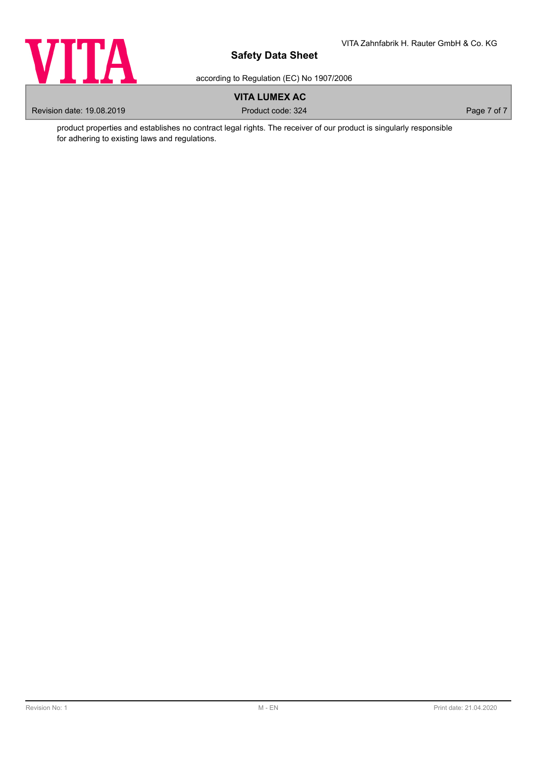product properties and establishes no contract legal rights. The receiver of our product is singularly responsible for adhering to existing laws and regulations.